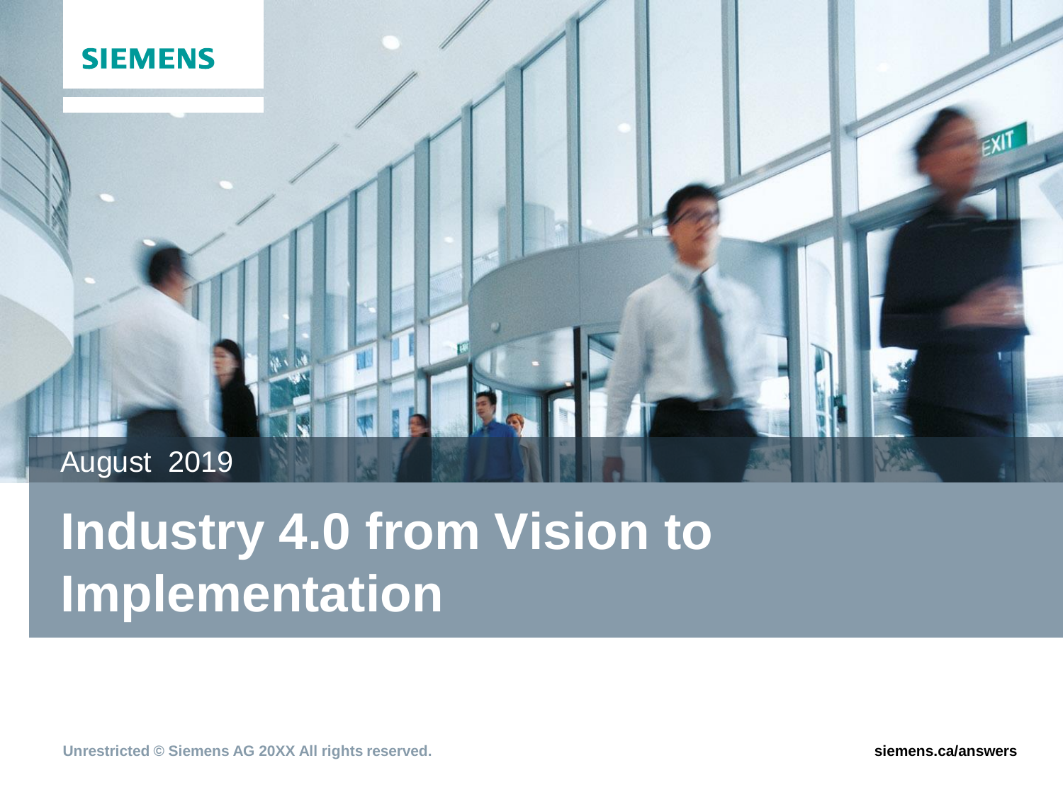SIEMENS

August 2019

# Industry 4.0 from Vision to Implementation

Unrestricted © Siemens AG 20XX All rights reserved.

siemens.ca/answers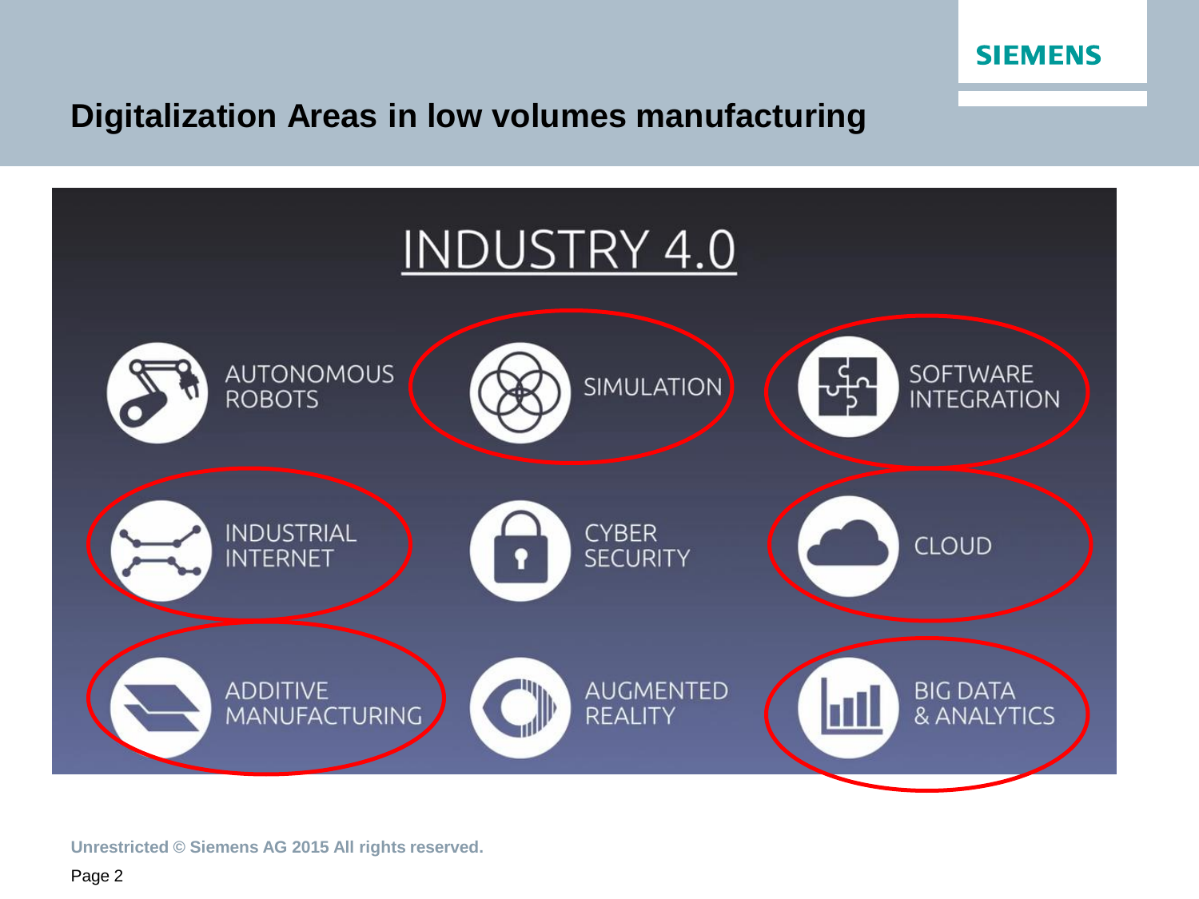# Digitalization Areas in low volumes manufacturing

## INDUSTRY 4.0

- AUTONOMOUS ROBOTS
- SIMULATION
- SOFTWARE INTEGRATION
- INDUSTRIAL INTERNET
- CYBER SECURITY
- CLOUD
- ADDITIVE MANUFACTURING
- AUGMENTED REALITY
- BIG DATA & ANALYTICS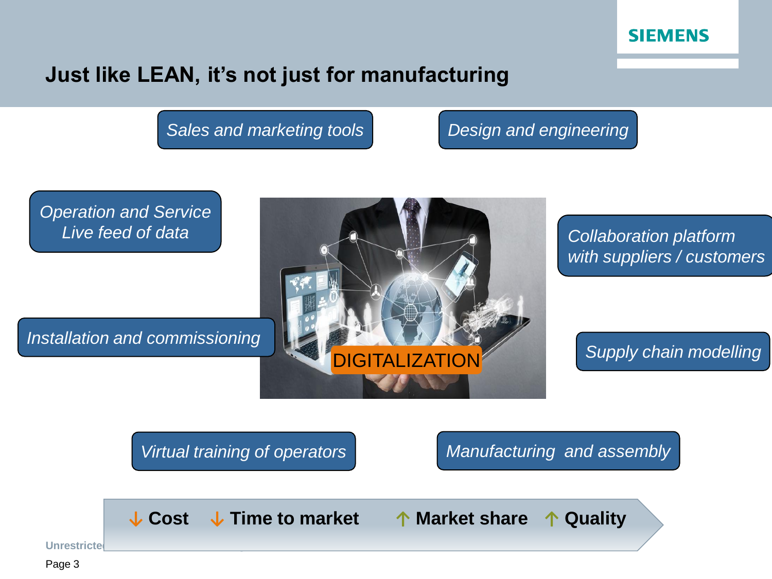# Just like LEAN, it's not just for manufacturing

*Sales and marketing tools*

*Design and engineering*

*Operation and Service Live feed of data*

*Collaboration platform with suppliers / customers*

*Installation and commissioning*

DIGITALIZATION

*Supply chain modelling*

*Virtual training of operators*

*Manufacturing and assembly*

**↓ Cost ↓ Time to market ↑ Market share ↑ Quality**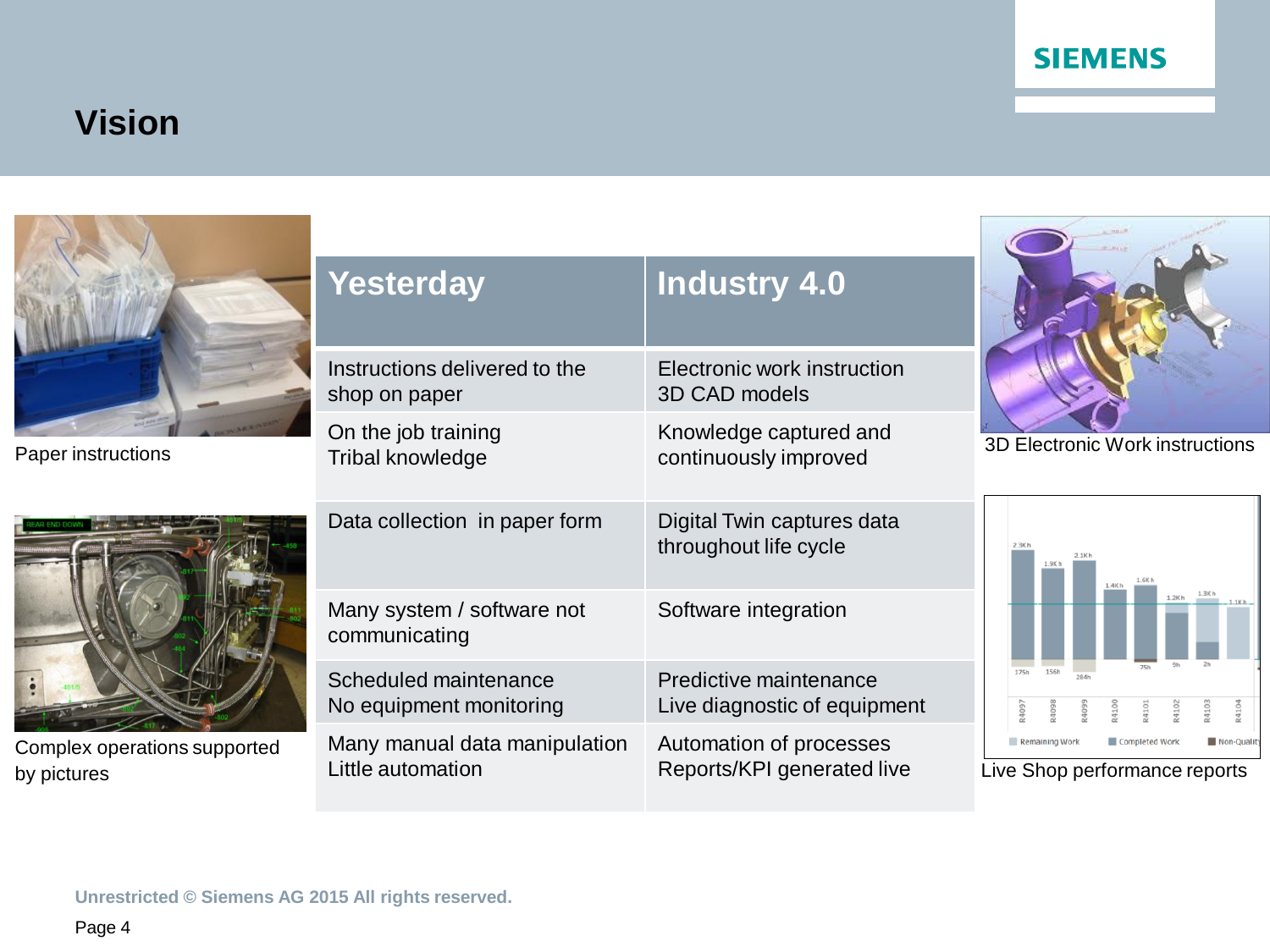# Vision

| Yesterday | Industry 4.0 |
|---|---|
| Instructions delivered to the shop on paper | Electronic work instruction 3D CAD models |
| On the job training Tribal knowledge | Knowledge captured and continuously improved |
| Data collection in paper form | Digital Twin captures data throughout life cycle |
| Many system / software not communicating | Software integration |
| Scheduled maintenance No equipment monitoring | Predictive maintenance Live diagnostic of equipment |
| Many manual data manipulation Little automation | Automation of processes Reports/KPI generated live |

Paper instructions

Complex operations supported by pictures

3D Electronic Work instructions

Live Shop performance reports

Unrestricted © Siemens AG 2015 All rights reserved.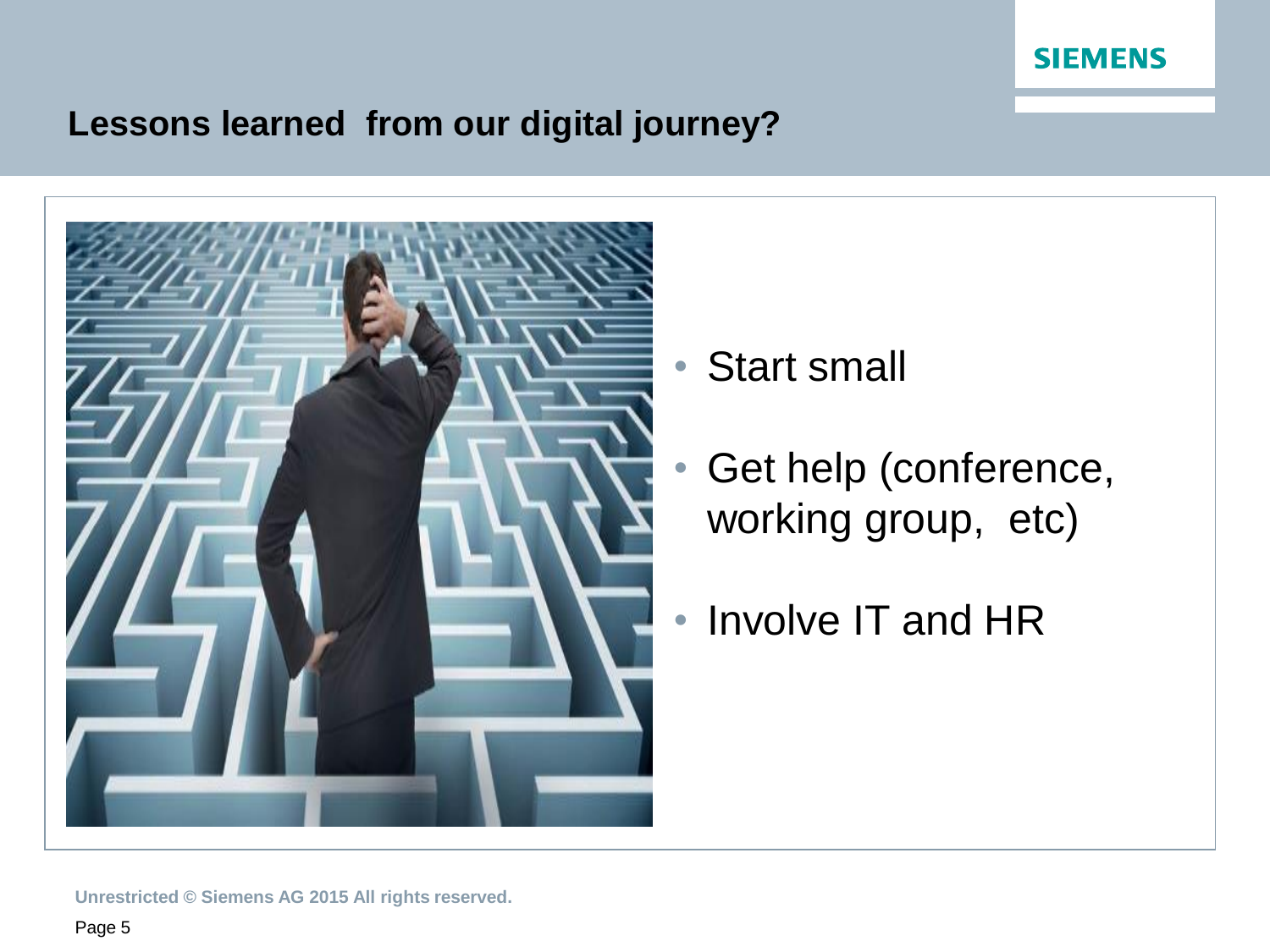## Lessons learned from our digital journey?

- Start small
- Get help (conference, working group, etc)
- Involve IT and HR

Unrestricted © Siemens AG 2015 All rights reserved.